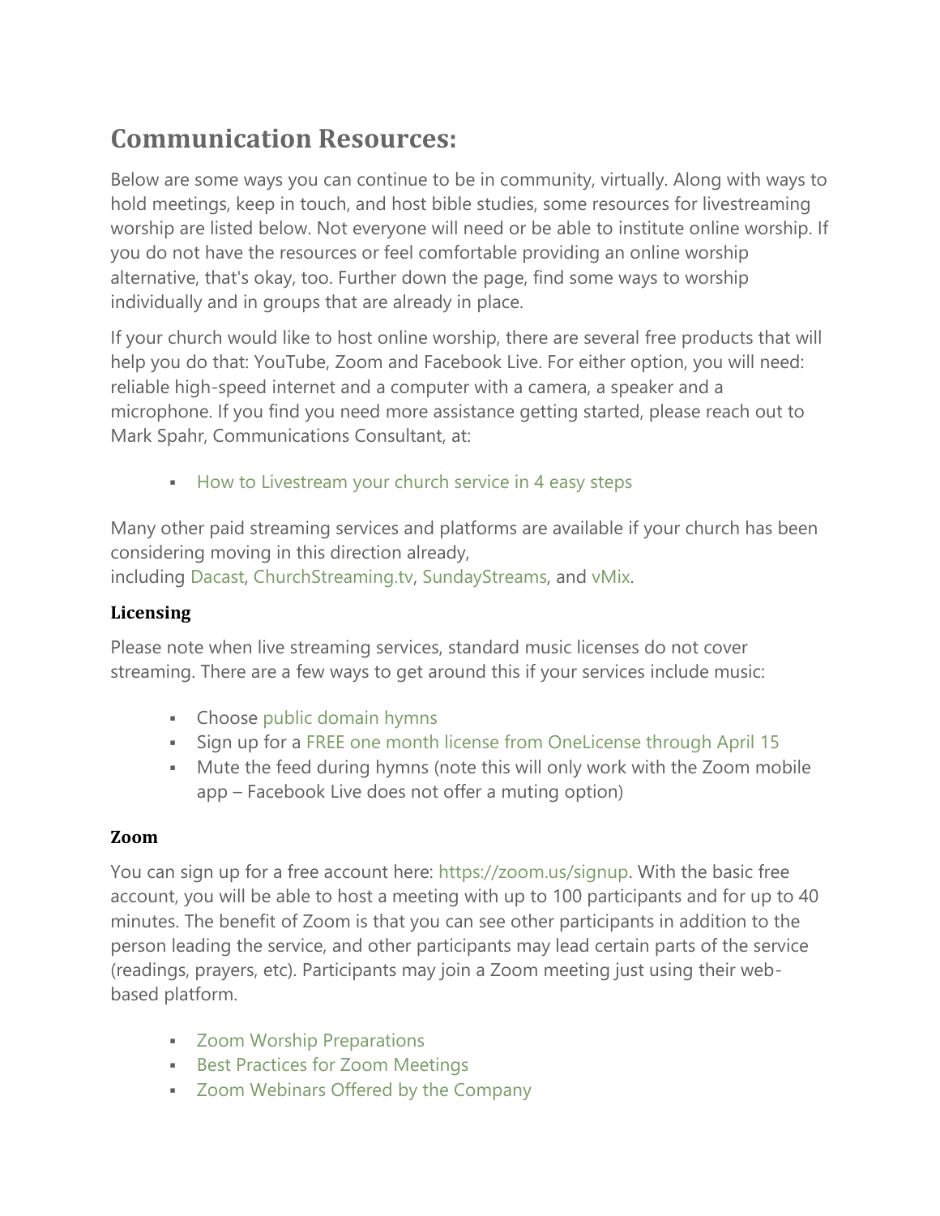# Communication Resources:

Below are some ways you can continue to be in community, virtually. Along with ways to hold meetings, keep in touch, and host bible studies, some resources for livestreaming worship are listed below. Not everyone will need or be able to institute online worship. If you do not have the resources or feel comfortable providing an online worship alternative, that's okay, too. Further down the page, find some ways to worship individually and in groups that are already in place.

If your church would like to host online worship, there are several free products that will help you do that: YouTube, Zoom and Facebook Live. For either option, you will need: reliable high-speed internet and a computer with a camera, a speaker and a microphone. If you find you need more assistance getting started, please reach out to Mark Spahr, Communications Consultant, at:

- How to Livestream your church service in 4 easy steps

Many other paid streaming services and platforms are available if your church has been considering moving in this direction already, including Dacast, ChurchStreaming.tv, SundayStreams, and vMix.

**Licensing**

Please note when live streaming services, standard music licenses do not cover streaming. There are a few ways to get around this if your services include music:

- Choose public domain hymns
- Sign up for a FREE one month license from OneLicense through April 15
- Mute the feed during hymns (note this will only work with the Zoom mobile app – Facebook Live does not offer a muting option)

**Zoom**

You can sign up for a free account here: https://zoom.us/signup. With the basic free account, you will be able to host a meeting with up to 100 participants and for up to 40 minutes. The benefit of Zoom is that you can see other participants in addition to the person leading the service, and other participants may lead certain parts of the service (readings, prayers, etc). Participants may join a Zoom meeting just using their web-based platform.

- Zoom Worship Preparations
- Best Practices for Zoom Meetings
- Zoom Webinars Offered by the Company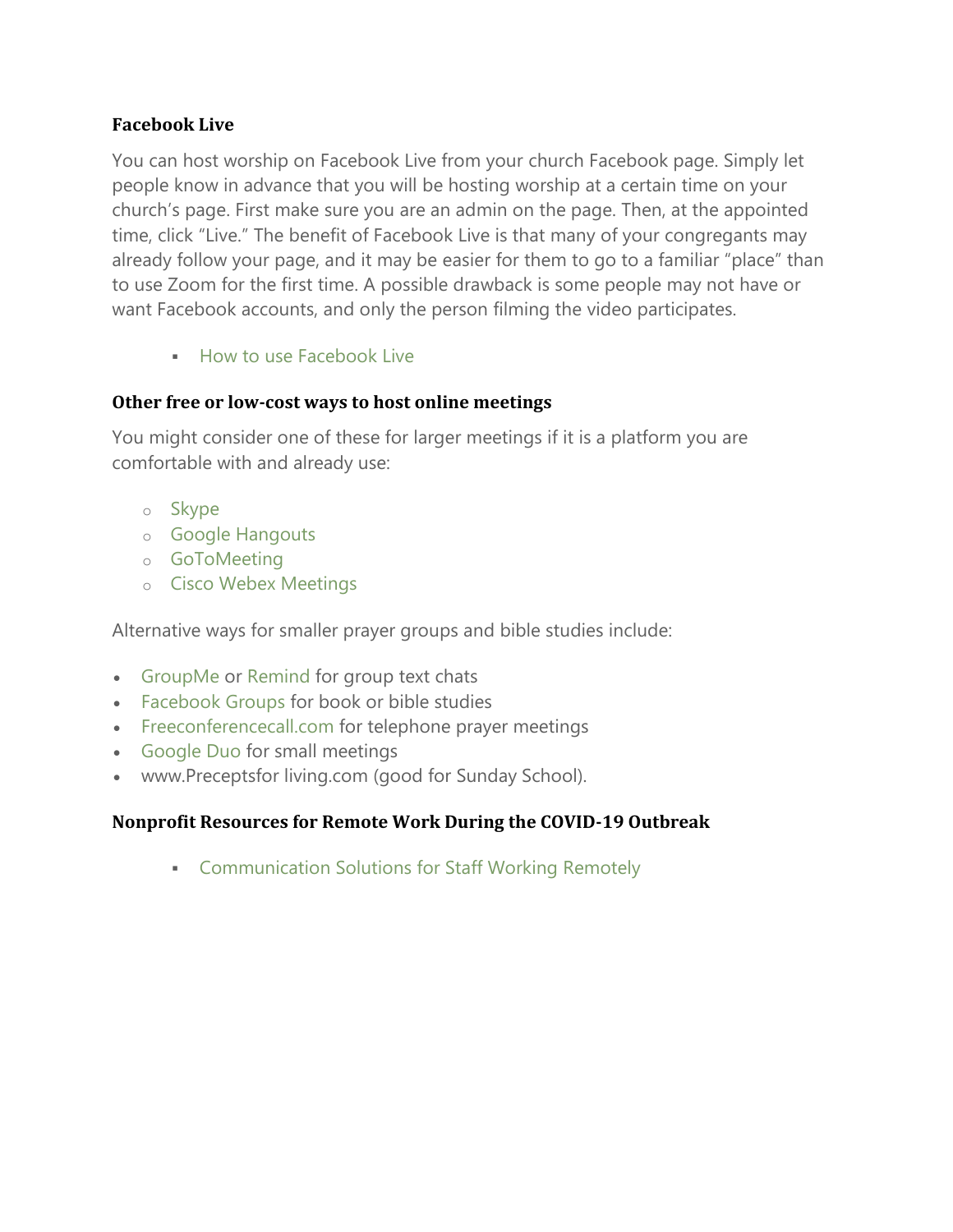**Facebook Live**

You can host worship on Facebook Live from your church Facebook page. Simply let people know in advance that you will be hosting worship at a certain time on your church's page. First make sure you are an admin on the page. Then, at the appointed time, click "Live." The benefit of Facebook Live is that many of your congregants may already follow your page, and it may be easier for them to go to a familiar "place" than to use Zoom for the first time. A possible drawback is some people may not have or want Facebook accounts, and only the person filming the video participates.

- How to use Facebook Live

**Other free or low-cost ways to host online meetings**

You might consider one of these for larger meetings if it is a platform you are comfortable with and already use:

- Skype
- Google Hangouts
- GoToMeeting
- Cisco Webex Meetings

Alternative ways for smaller prayer groups and bible studies include:

- GroupMe or Remind for group text chats
- Facebook Groups for book or bible studies
- Freeconferencecall.com for telephone prayer meetings
- Google Duo for small meetings
- www.Preceptsfor living.com (good for Sunday School).

**Nonprofit Resources for Remote Work During the COVID-19 Outbreak**

- Communication Solutions for Staff Working Remotely